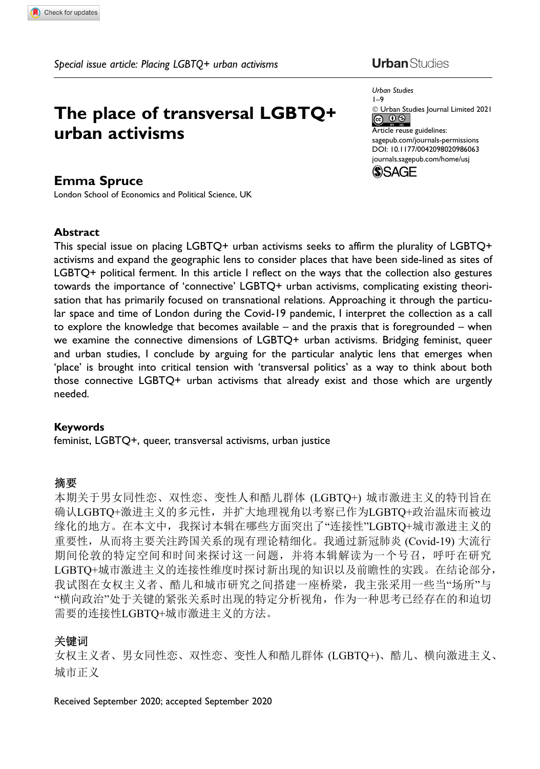*Special issue article: Placing LGBTQ+ urban activisms*

# The place of transversal LGBTQ+ urban activisms

**Emma Spruce**

London School of Economics and Political Science, UK

Urban Studies
1–9
© Urban Studies Journal Limited 2021
Article reuse guidelines:
sagepub.com/journals-permissions
DOI: 10.1177/0042098020986063
journals.sagepub.com/home/usj

### Abstract

This special issue on placing LGBTQ+ urban activisms seeks to affirm the plurality of LGBTQ+ activisms and expand the geographic lens to consider places that have been side-lined as sites of LGBTQ+ political ferment. In this article I reflect on the ways that the collection also gestures towards the importance of 'connective' LGBTQ+ urban activisms, complicating existing theorisation that has primarily focused on transnational relations. Approaching it through the particular space and time of London during the Covid-19 pandemic, I interpret the collection as a call to explore the knowledge that becomes available – and the praxis that is foregrounded – when we examine the connective dimensions of LGBTQ+ urban activisms. Bridging feminist, queer and urban studies, I conclude by arguing for the particular analytic lens that emerges when 'place' is brought into critical tension with 'transversal politics' as a way to think about both those connective LGBTQ+ urban activisms that already exist and those which are urgently needed.

### Keywords

feminist, LGBTQ+, queer, transversal activisms, urban justice

### 摘要

本期关于男女同性恋、双性恋、变性人和酷儿群体 (LGBTQ+) 城市激进主义的特刊旨在确认LGBTQ+激进主义的多元性，并扩大地理视角以考察已作为LGBTQ+政治温床而被边缘化的地方。在本文中，我探讨本辑在哪些方面突出了"连接性"LGBTQ+城市激进主义的重要性，从而将主要关注跨国关系的现有理论精细化。我通过新冠肺炎 (Covid-19) 大流行期间伦敦的特定空间和时间来探讨这一问题，并将本辑解读为一个号召，呼吁在研究LGBTQ+城市激进主义的连接性维度时探讨新出现的知识以及前瞻性的实践。在结论部分，我试图在女权主义者、酷儿和城市研究之间搭建一座桥梁，我主张采用一些当"场所"与"横向政治"处于关键的紧张关系时出现的特定分析视角，作为一种思考已经存在的和迫切需要的连接性LGBTQ+城市激进主义的方法。

### 关键词

女权主义者、男女同性恋、双性恋、变性人和酷儿群体 (LGBTQ+)、酷儿、横向激进主义、城市正义

Received September 2020; accepted September 2020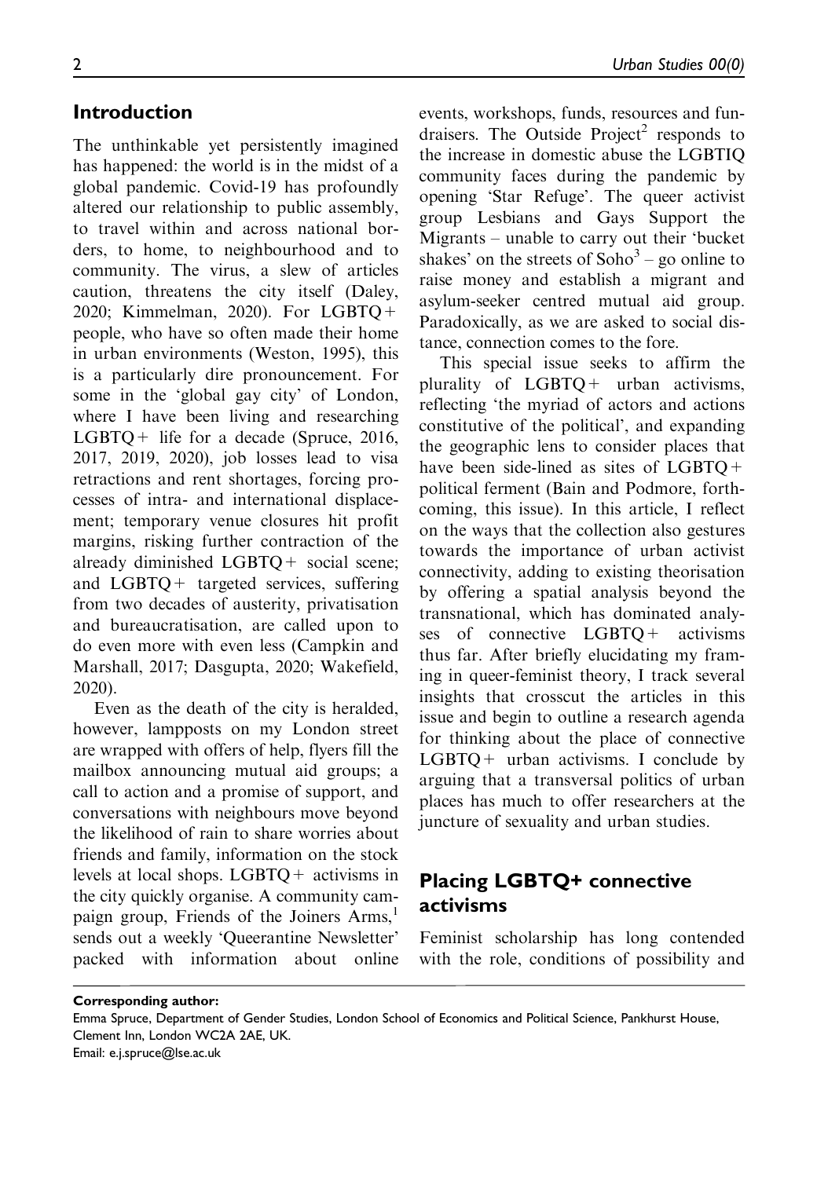## Introduction

The unthinkable yet persistently imagined has happened: the world is in the midst of a global pandemic. Covid-19 has profoundly altered our relationship to public assembly, to travel within and across national borders, to home, to neighbourhood and to community. The virus, a slew of articles caution, threatens the city itself (Daley, 2020; Kimmelman, 2020). For LGBTQ+ people, who have so often made their home in urban environments (Weston, 1995), this is a particularly dire pronouncement. For some in the 'global gay city' of London, where I have been living and researching LGBTQ+ life for a decade (Spruce, 2016, 2017, 2019, 2020), job losses lead to visa retractions and rent shortages, forcing processes of intra- and international displacement; temporary venue closures hit profit margins, risking further contraction of the already diminished LGBTQ+ social scene; and LGBTQ+ targeted services, suffering from two decades of austerity, privatisation and bureaucratisation, are called upon to do even more with even less (Campkin and Marshall, 2017; Dasgupta, 2020; Wakefield, 2020).

Even as the death of the city is heralded, however, lampposts on my London street are wrapped with offers of help, flyers fill the mailbox announcing mutual aid groups; a call to action and a promise of support, and conversations with neighbours move beyond the likelihood of rain to share worries about friends and family, information on the stock levels at local shops. LGBTQ+ activisms in the city quickly organise. A community campaign group, Friends of the Joiners Arms,[1] sends out a weekly 'Queerantine Newsletter' packed with information about online events, workshops, funds, resources and fundraisers. The Outside Project[2] responds to the increase in domestic abuse the LGBTIQ community faces during the pandemic by opening 'Star Refuge'. The queer activist group Lesbians and Gays Support the Migrants – unable to carry out their 'bucket shakes' on the streets of Soho[3] – go online to raise money and establish a migrant and asylum-seeker centred mutual aid group. Paradoxically, as we are asked to social distance, connection comes to the fore.

This special issue seeks to affirm the plurality of LGBTQ+ urban activisms, reflecting 'the myriad of actors and actions constitutive of the political', and expanding the geographic lens to consider places that have been side-lined as sites of LGBTQ+ political ferment (Bain and Podmore, forthcoming, this issue). In this article, I reflect on the ways that the collection also gestures towards the importance of urban activist connectivity, adding to existing theorisation by offering a spatial analysis beyond the transnational, which has dominated analyses of connective LGBTQ+ activisms thus far. After briefly elucidating my framing in queer-feminist theory, I track several insights that crosscut the articles in this issue and begin to outline a research agenda for thinking about the place of connective LGBTQ+ urban activisms. I conclude by arguing that a transversal politics of urban places has much to offer researchers at the juncture of sexuality and urban studies.

## Placing LGBTQ+ connective activisms

Feminist scholarship has long contended with the role, conditions of possibility and

**Corresponding author:**
Emma Spruce, Department of Gender Studies, London School of Economics and Political Science, Pankhurst House, Clement Inn, London WC2A 2AE, UK.
Email: e.j.spruce@lse.ac.uk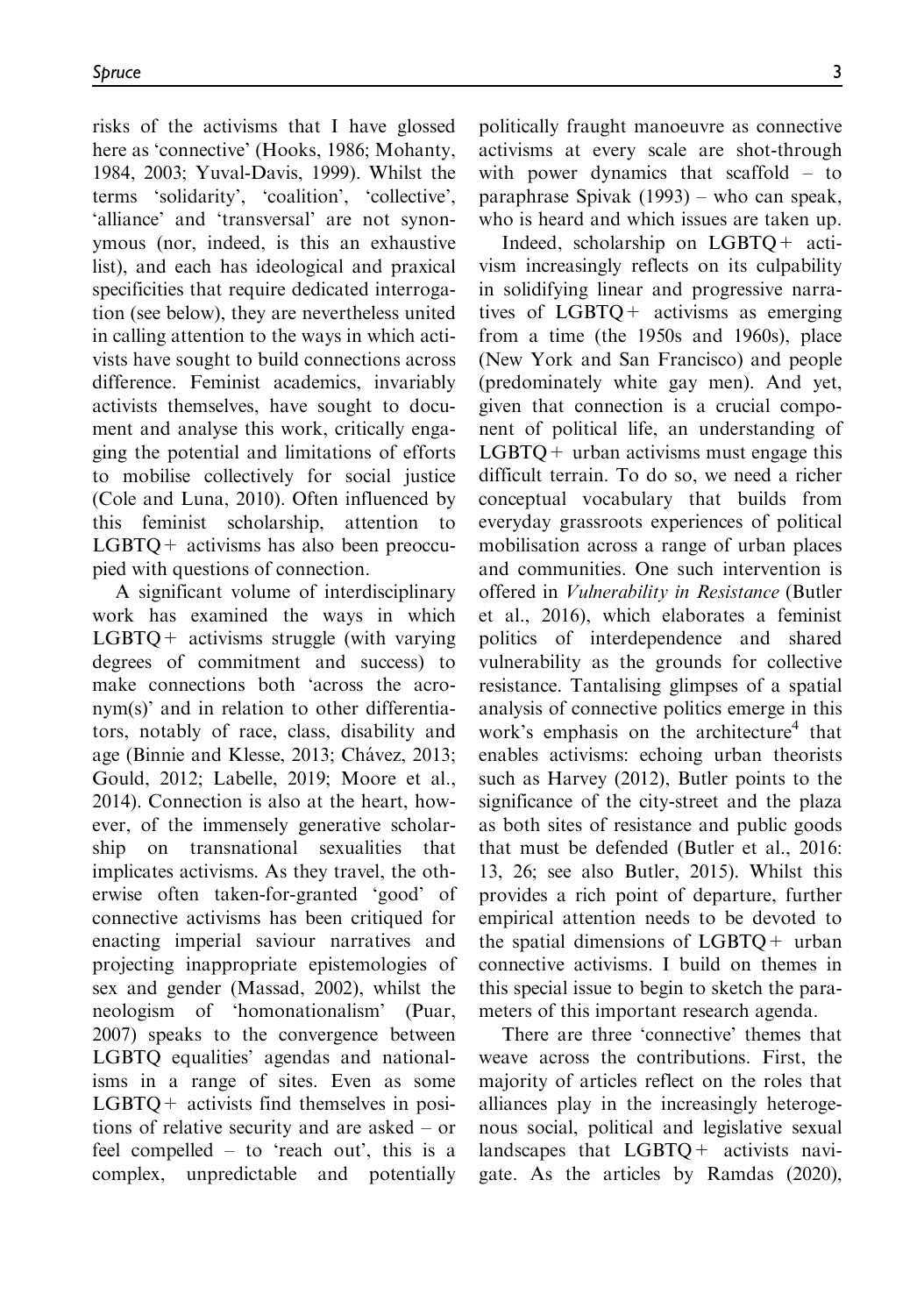risks of the activisms that I have glossed here as 'connective' (Hooks, 1986; Mohanty, 1984, 2003; Yuval-Davis, 1999). Whilst the terms 'solidarity', 'coalition', 'collective', 'alliance' and 'transversal' are not synonymous (nor, indeed, is this an exhaustive list), and each has ideological and praxical specificities that require dedicated interrogation (see below), they are nevertheless united in calling attention to the ways in which activists have sought to build connections across difference. Feminist academics, invariably activists themselves, have sought to document and analyse this work, critically engaging the potential and limitations of efforts to mobilise collectively for social justice (Cole and Luna, 2010). Often influenced by this feminist scholarship, attention to LGBTQ+ activisms has also been preoccupied with questions of connection.

A significant volume of interdisciplinary work has examined the ways in which LGBTQ+ activisms struggle (with varying degrees of commitment and success) to make connections both 'across the acronym(s)' and in relation to other differentiators, notably of race, class, disability and age (Binnie and Klesse, 2013; Chávez, 2013; Gould, 2012; Labelle, 2019; Moore et al., 2014). Connection is also at the heart, however, of the immensely generative scholarship on transnational sexualities that implicates activisms. As they travel, the otherwise often taken-for-granted 'good' of connective activisms has been critiqued for enacting imperial saviour narratives and projecting inappropriate epistemologies of sex and gender (Massad, 2002), whilst the neologism of 'homonationalism' (Puar, 2007) speaks to the convergence between LGBTQ equalities' agendas and nationalisms in a range of sites. Even as some LGBTQ+ activists find themselves in positions of relative security and are asked – or feel compelled – to 'reach out', this is a complex, unpredictable and potentially politically fraught manoeuvre as connective activisms at every scale are shot-through with power dynamics that scaffold – to paraphrase Spivak (1993) – who can speak, who is heard and which issues are taken up.

Indeed, scholarship on LGBTQ+ activism increasingly reflects on its culpability in solidifying linear and progressive narratives of LGBTQ+ activisms as emerging from a time (the 1950s and 1960s), place (New York and San Francisco) and people (predominately white gay men). And yet, given that connection is a crucial component of political life, an understanding of LGBTQ+ urban activisms must engage this difficult terrain. To do so, we need a richer conceptual vocabulary that builds from everyday grassroots experiences of political mobilisation across a range of urban places and communities. One such intervention is offered in *Vulnerability in Resistance* (Butler et al., 2016), which elaborates a feminist politics of interdependence and shared vulnerability as the grounds for collective resistance. Tantalising glimpses of a spatial analysis of connective politics emerge in this work's emphasis on the architecture[4] that enables activisms: echoing urban theorists such as Harvey (2012), Butler points to the significance of the city-street and the plaza as both sites of resistance and public goods that must be defended (Butler et al., 2016: 13, 26; see also Butler, 2015). Whilst this provides a rich point of departure, further empirical attention needs to be devoted to the spatial dimensions of LGBTQ+ urban connective activisms. I build on themes in this special issue to begin to sketch the parameters of this important research agenda.

There are three 'connective' themes that weave across the contributions. First, the majority of articles reflect on the roles that alliances play in the increasingly heterogenous social, political and legislative sexual landscapes that LGBTQ+ activists navigate. As the articles by Ramdas (2020),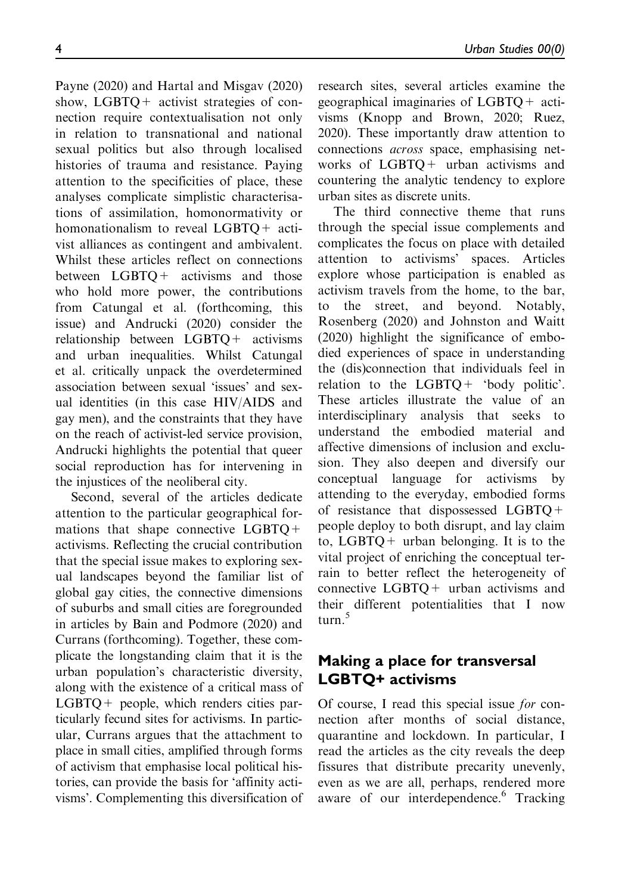Payne (2020) and Hartal and Misgav (2020) show, LGBTQ+ activist strategies of connection require contextualisation not only in relation to transnational and national sexual politics but also through localised histories of trauma and resistance. Paying attention to the specificities of place, these analyses complicate simplistic characterisations of assimilation, homonormativity or homonationalism to reveal LGBTQ+ activist alliances as contingent and ambivalent. Whilst these articles reflect on connections between LGBTQ+ activisms and those who hold more power, the contributions from Catungal et al. (forthcoming, this issue) and Andrucki (2020) consider the relationship between LGBTQ+ activisms and urban inequalities. Whilst Catungal et al. critically unpack the overdetermined association between sexual 'issues' and sexual identities (in this case HIV/AIDS and gay men), and the constraints that they have on the reach of activist-led service provision, Andrucki highlights the potential that queer social reproduction has for intervening in the injustices of the neoliberal city.

Second, several of the articles dedicate attention to the particular geographical formations that shape connective LGBTQ+ activisms. Reflecting the crucial contribution that the special issue makes to exploring sexual landscapes beyond the familiar list of global gay cities, the connective dimensions of suburbs and small cities are foregrounded in articles by Bain and Podmore (2020) and Currans (forthcoming). Together, these complicate the longstanding claim that it is the urban population's characteristic diversity, along with the existence of a critical mass of LGBTQ+ people, which renders cities particularly fecund sites for activisms. In particular, Currans argues that the attachment to place in small cities, amplified through forms of activism that emphasise local political histories, can provide the basis for 'affinity activisms'. Complementing this diversification of research sites, several articles examine the geographical imaginaries of LGBTQ+ activisms (Knopp and Brown, 2020; Ruez, 2020). These importantly draw attention to connections *across* space, emphasising networks of LGBTQ+ urban activisms and countering the analytic tendency to explore urban sites as discrete units.

The third connective theme that runs through the special issue complements and complicates the focus on place with detailed attention to activisms' spaces. Articles explore whose participation is enabled as activism travels from the home, to the bar, to the street, and beyond. Notably, Rosenberg (2020) and Johnston and Waitt (2020) highlight the significance of embodied experiences of space in understanding the (dis)connection that individuals feel in relation to the LGBTQ+ 'body politic'. These articles illustrate the value of an interdisciplinary analysis that seeks to understand the embodied material and affective dimensions of inclusion and exclusion. They also deepen and diversify our conceptual language for activisms by attending to the everyday, embodied forms of resistance that dispossessed LGBTQ+ people deploy to both disrupt, and lay claim to, LGBTQ+ urban belonging. It is to the vital project of enriching the conceptual terrain to better reflect the heterogeneity of connective LGBTQ+ urban activisms and their different potentialities that I now turn.[5]

## Making a place for transversal LGBTQ+ activisms

Of course, I read this special issue *for* connection after months of social distance, quarantine and lockdown. In particular, I read the articles as the city reveals the deep fissures that distribute precarity unevenly, even as we are all, perhaps, rendered more aware of our interdependence.[6] Tracking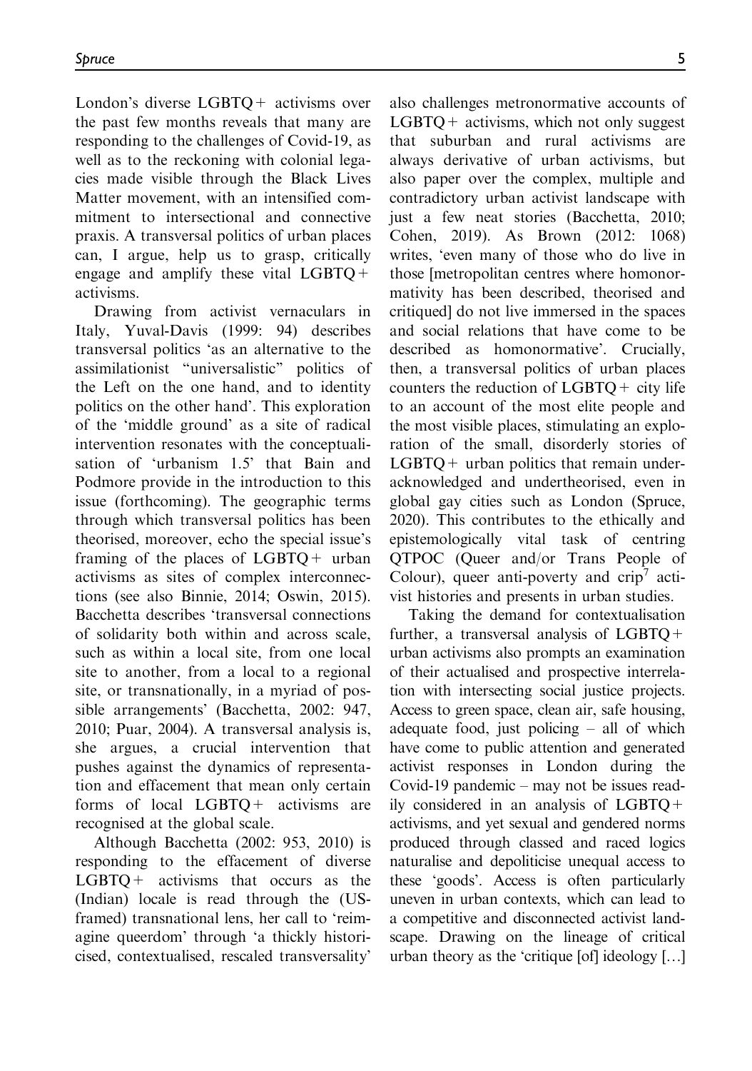London's diverse LGBTQ+ activisms over the past few months reveals that many are responding to the challenges of Covid-19, as well as to the reckoning with colonial legacies made visible through the Black Lives Matter movement, with an intensified commitment to intersectional and connective praxis. A transversal politics of urban places can, I argue, help us to grasp, critically engage and amplify these vital LGBTQ+ activisms.

Drawing from activist vernaculars in Italy, Yuval-Davis (1999: 94) describes transversal politics 'as an alternative to the assimilationist "universalistic" politics of the Left on the one hand, and to identity politics on the other hand'. This exploration of the 'middle ground' as a site of radical intervention resonates with the conceptualisation of 'urbanism 1.5' that Bain and Podmore provide in the introduction to this issue (forthcoming). The geographic terms through which transversal politics has been theorised, moreover, echo the special issue's framing of the places of LGBTQ+ urban activisms as sites of complex interconnections (see also Binnie, 2014; Oswin, 2015). Bacchetta describes 'transversal connections of solidarity both within and across scale, such as within a local site, from one local site to another, from a local to a regional site, or transnationally, in a myriad of possible arrangements' (Bacchetta, 2002: 947, 2010; Puar, 2004). A transversal analysis is, she argues, a crucial intervention that pushes against the dynamics of representation and effacement that mean only certain forms of local LGBTQ+ activisms are recognised at the global scale.

Although Bacchetta (2002: 953, 2010) is responding to the effacement of diverse LGBTQ+ activisms that occurs as the (Indian) locale is read through the (US-framed) transnational lens, her call to 'reimagine queerdom' through 'a thickly historicised, contextualised, rescaled transversality' also challenges metronormative accounts of LGBTQ+ activisms, which not only suggest that suburban and rural activisms are always derivative of urban activisms, but also paper over the complex, multiple and contradictory urban activist landscape with just a few neat stories (Bacchetta, 2010; Cohen, 2019). As Brown (2012: 1068) writes, 'even many of those who do live in those [metropolitan centres where homonormativity has been described, theorised and critiqued] do not live immersed in the spaces and social relations that have come to be described as homonormative'. Crucially, then, a transversal politics of urban places counters the reduction of LGBTQ+ city life to an account of the most elite people and the most visible places, stimulating an exploration of the small, disorderly stories of LGBTQ+ urban politics that remain underacknowledged and undertheorised, even in global gay cities such as London (Spruce, 2020). This contributes to the ethically and epistemologically vital task of centring QTPOC (Queer and/or Trans People of Colour), queer anti-poverty and crip[7] activist histories and presents in urban studies.

Taking the demand for contextualisation further, a transversal analysis of LGBTQ+ urban activisms also prompts an examination of their actualised and prospective interrelation with intersecting social justice projects. Access to green space, clean air, safe housing, adequate food, just policing – all of which have come to public attention and generated activist responses in London during the Covid-19 pandemic – may not be issues readily considered in an analysis of LGBTQ+ activisms, and yet sexual and gendered norms produced through classed and raced logics naturalise and depoliticise unequal access to these 'goods'. Access is often particularly uneven in urban contexts, which can lead to a competitive and disconnected activist landscape. Drawing on the lineage of critical urban theory as the 'critique [of] ideology […]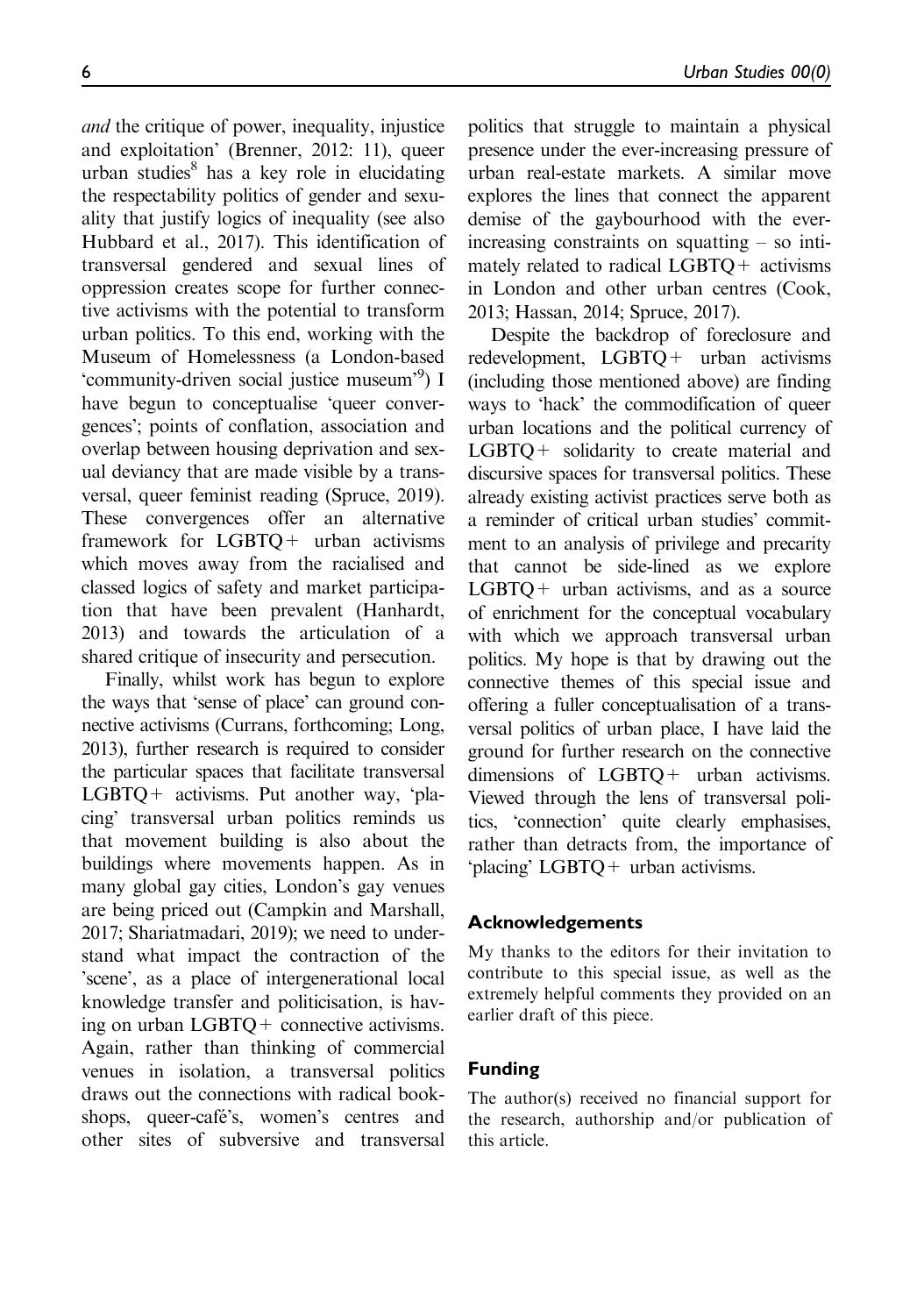*and* the critique of power, inequality, injustice and exploitation' (Brenner, 2012: 11), queer urban studies[8] has a key role in elucidating the respectability politics of gender and sexuality that justify logics of inequality (see also Hubbard et al., 2017). This identification of transversal gendered and sexual lines of oppression creates scope for further connective activisms with the potential to transform urban politics. To this end, working with the Museum of Homelessness (a London-based 'community-driven social justice museum'[9]) I have begun to conceptualise 'queer convergences'; points of conflation, association and overlap between housing deprivation and sexual deviancy that are made visible by a transversal, queer feminist reading (Spruce, 2019). These convergences offer an alternative framework for LGBTQ+ urban activisms which moves away from the racialised and classed logics of safety and market participation that have been prevalent (Hanhardt, 2013) and towards the articulation of a shared critique of insecurity and persecution.

Finally, whilst work has begun to explore the ways that 'sense of place' can ground connective activisms (Currans, forthcoming; Long, 2013), further research is required to consider the particular spaces that facilitate transversal LGBTQ+ activisms. Put another way, 'placing' transversal urban politics reminds us that movement building is also about the buildings where movements happen. As in many global gay cities, London's gay venues are being priced out (Campkin and Marshall, 2017; Shariatmadari, 2019); we need to understand what impact the contraction of the 'scene', as a place of intergenerational local knowledge transfer and politicisation, is having on urban LGBTQ+ connective activisms. Again, rather than thinking of commercial venues in isolation, a transversal politics draws out the connections with radical bookshops, queer-café's, women's centres and other sites of subversive and transversal politics that struggle to maintain a physical presence under the ever-increasing pressure of urban real-estate markets. A similar move explores the lines that connect the apparent demise of the gaybourhood with the ever-increasing constraints on squatting – so intimately related to radical LGBTQ+ activisms in London and other urban centres (Cook, 2013; Hassan, 2014; Spruce, 2017).

Despite the backdrop of foreclosure and redevelopment, LGBTQ+ urban activisms (including those mentioned above) are finding ways to 'hack' the commodification of queer urban locations and the political currency of LGBTQ+ solidarity to create material and discursive spaces for transversal politics. These already existing activist practices serve both as a reminder of critical urban studies' commitment to an analysis of privilege and precarity that cannot be side-lined as we explore LGBTQ+ urban activisms, and as a source of enrichment for the conceptual vocabulary with which we approach transversal urban politics. My hope is that by drawing out the connective themes of this special issue and offering a fuller conceptualisation of a transversal politics of urban place, I have laid the ground for further research on the connective dimensions of LGBTQ+ urban activisms. Viewed through the lens of transversal politics, 'connection' quite clearly emphasises, rather than detracts from, the importance of 'placing' LGBTQ+ urban activisms.

## Acknowledgements

My thanks to the editors for their invitation to contribute to this special issue, as well as the extremely helpful comments they provided on an earlier draft of this piece.

## Funding

The author(s) received no financial support for the research, authorship and/or publication of this article.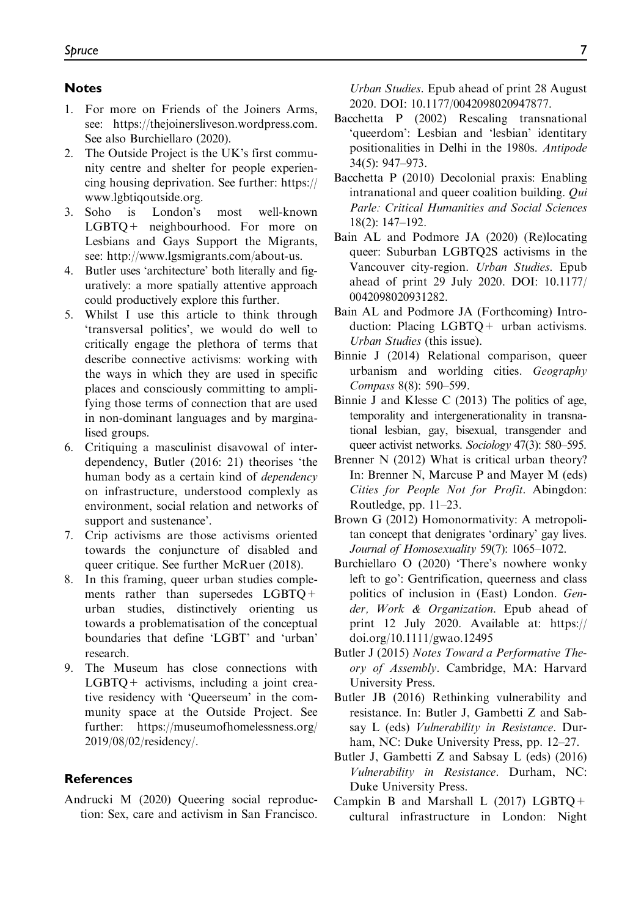## Notes

1. For more on Friends of the Joiners Arms, see: https://thejoinersliveson.wordpress.com. See also Burchiellaro (2020).
2. The Outside Project is the UK's first community centre and shelter for people experiencing housing deprivation. See further: https://www.lgbtiqoutside.org.
3. Soho is London's most well-known LGBTQ+ neighbourhood. For more on Lesbians and Gays Support the Migrants, see: http://www.lgsmigrants.com/about-us.
4. Butler uses 'architecture' both literally and figuratively: a more spatially attentive approach could productively explore this further.
5. Whilst I use this article to think through 'transversal politics', we would do well to critically engage the plethora of terms that describe connective activisms: working with the ways in which they are used in specific places and consciously committing to amplifying those terms of connection that are used in non-dominant languages and by marginalised groups.
6. Critiquing a masculinist disavowal of interdependency, Butler (2016: 21) theorises 'the human body as a certain kind of *dependency* on infrastructure, understood complexly as environment, social relation and networks of support and sustenance'.
7. Crip activisms are those activisms oriented towards the conjuncture of disabled and queer critique. See further McRuer (2018).
8. In this framing, queer urban studies complements rather than supersedes LGBTQ+ urban studies, distinctively orienting us towards a problematisation of the conceptual boundaries that define 'LGBT' and 'urban' research.
9. The Museum has close connections with LGBTQ+ activisms, including a joint creative residency with 'Queerseum' in the community space at the Outside Project. See further: https://museumofhomelessness.org/2019/08/02/residency/.

## References

Andrucki M (2020) Queering social reproduction: Sex, care and activism in San Francisco. *Urban Studies*. Epub ahead of print 28 August 2020. DOI: 10.1177/0042098020947877.

Bacchetta P (2002) Rescaling transnational 'queerdom': Lesbian and 'lesbian' identitary positionalities in Delhi in the 1980s. *Antipode* 34(5): 947–973.

Bacchetta P (2010) Decolonial praxis: Enabling intranational and queer coalition building. *Qui Parle: Critical Humanities and Social Sciences* 18(2): 147–192.

Bain AL and Podmore JA (2020) (Re)locating queer: Suburban LGBTQ2S activisms in the Vancouver city-region. *Urban Studies*. Epub ahead of print 29 July 2020. DOI: 10.1177/0042098020931282.

Bain AL and Podmore JA (Forthcoming) Introduction: Placing LGBTQ+ urban activisms. *Urban Studies* (this issue).

Binnie J (2014) Relational comparison, queer urbanism and worlding cities. *Geography Compass* 8(8): 590–599.

Binnie J and Klesse C (2013) The politics of age, temporality and intergenerationality in transnational lesbian, gay, bisexual, transgender and queer activist networks. *Sociology* 47(3): 580–595.

Brenner N (2012) What is critical urban theory? In: Brenner N, Marcuse P and Mayer M (eds) *Cities for People Not for Profit*. Abingdon: Routledge, pp. 11–23.

Brown G (2012) Homonormativity: A metropolitan concept that denigrates 'ordinary' gay lives. *Journal of Homosexuality* 59(7): 1065–1072.

Burchiellaro O (2020) 'There's nowhere wonky left to go': Gentrification, queerness and class politics of inclusion in (East) London. *Gender, Work & Organization*. Epub ahead of print 12 July 2020. Available at: https://doi.org/10.1111/gwao.12495

Butler J (2015) *Notes Toward a Performative Theory of Assembly*. Cambridge, MA: Harvard University Press.

Butler JB (2016) Rethinking vulnerability and resistance. In: Butler J, Gambetti Z and Sabsay L (eds) *Vulnerability in Resistance*. Durham, NC: Duke University Press, pp. 12–27.

Butler J, Gambetti Z and Sabsay L (eds) (2016) *Vulnerability in Resistance*. Durham, NC: Duke University Press.

Campkin B and Marshall L (2017) LGBTQ+ cultural infrastructure in London: Night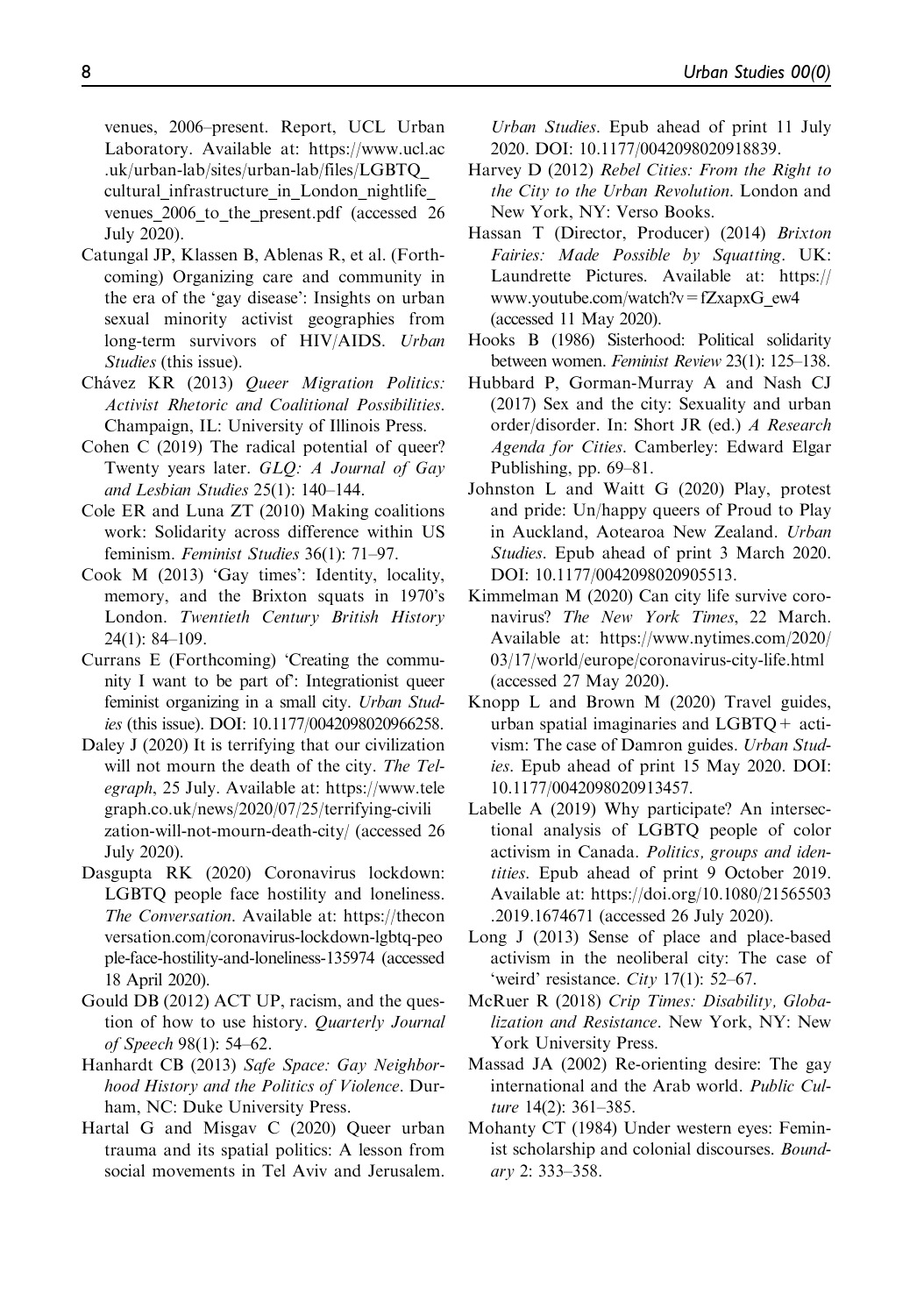venues, 2006–present. Report, UCL Urban Laboratory. Available at: https://www.ucl.ac.uk/urban-lab/sites/urban-lab/files/LGBTQ_cultural_infrastructure_in_London_nightlife_venues_2006_to_the_present.pdf (accessed 26 July 2020).

Catungal JP, Klassen B, Ablenas R, et al. (Forthcoming) Organizing care and community in the era of the 'gay disease': Insights on urban sexual minority activist geographies from long-term survivors of HIV/AIDS. *Urban Studies* (this issue).

Chávez KR (2013) *Queer Migration Politics: Activist Rhetoric and Coalitional Possibilities*. Champaign, IL: University of Illinois Press.

Cohen C (2019) The radical potential of queer? Twenty years later. *GLQ: A Journal of Gay and Lesbian Studies* 25(1): 140–144.

Cole ER and Luna ZT (2010) Making coalitions work: Solidarity across difference within US feminism. *Feminist Studies* 36(1): 71–97.

Cook M (2013) 'Gay times': Identity, locality, memory, and the Brixton squats in 1970's London. *Twentieth Century British History* 24(1): 84–109.

Currans E (Forthcoming) 'Creating the community I want to be part of': Integrationist queer feminist organizing in a small city. *Urban Studies* (this issue). DOI: 10.1177/0042098020966258.

Daley J (2020) It is terrifying that our civilization will not mourn the death of the city. *The Telegraph*, 25 July. Available at: https://www.telegraph.co.uk/news/2020/07/25/terrifying-civilization-will-not-mourn-death-city/ (accessed 26 July 2020).

Dasgupta RK (2020) Coronavirus lockdown: LGBTQ people face hostility and loneliness. *The Conversation*. Available at: https://theconversation.com/coronavirus-lockdown-lgbtq-people-face-hostility-and-loneliness-135974 (accessed 18 April 2020).

Gould DB (2012) ACT UP, racism, and the question of how to use history. *Quarterly Journal of Speech* 98(1): 54–62.

Hanhardt CB (2013) *Safe Space: Gay Neighborhood History and the Politics of Violence*. Durham, NC: Duke University Press.

Hartal G and Misgav C (2020) Queer urban trauma and its spatial politics: A lesson from social movements in Tel Aviv and Jerusalem. *Urban Studies*. Epub ahead of print 11 July 2020. DOI: 10.1177/0042098020918839.

Harvey D (2012) *Rebel Cities: From the Right to the City to the Urban Revolution*. London and New York, NY: Verso Books.

Hassan T (Director, Producer) (2014) *Brixton Fairies: Made Possible by Squatting*. UK: Laundrette Pictures. Available at: https://www.youtube.com/watch?v=fZxapxG_ew4 (accessed 11 May 2020).

Hooks B (1986) Sisterhood: Political solidarity between women. *Feminist Review* 23(1): 125–138.

Hubbard P, Gorman-Murray A and Nash CJ (2017) Sex and the city: Sexuality and urban order/disorder. In: Short JR (ed.) *A Research Agenda for Cities*. Camberley: Edward Elgar Publishing, pp. 69–81.

Johnston L and Waitt G (2020) Play, protest and pride: Un/happy queers of Proud to Play in Auckland, Aotearoa New Zealand. *Urban Studies*. Epub ahead of print 3 March 2020. DOI: 10.1177/0042098020905513.

Kimmelman M (2020) Can city life survive coronavirus? *The New York Times*, 22 March. Available at: https://www.nytimes.com/2020/03/17/world/europe/coronavirus-city-life.html (accessed 27 May 2020).

Knopp L and Brown M (2020) Travel guides, urban spatial imaginaries and LGBTQ+ activism: The case of Damron guides. *Urban Studies*. Epub ahead of print 15 May 2020. DOI: 10.1177/0042098020913457.

Labelle A (2019) Why participate? An intersectional analysis of LGBTQ people of color activism in Canada. *Politics, groups and identities*. Epub ahead of print 9 October 2019. Available at: https://doi.org/10.1080/21565503.2019.1674671 (accessed 26 July 2020).

Long J (2013) Sense of place and place-based activism in the neoliberal city: The case of 'weird' resistance. *City* 17(1): 52–67.

McRuer R (2018) *Crip Times: Disability, Globalization and Resistance*. New York, NY: New York University Press.

Massad JA (2002) Re-orienting desire: The gay international and the Arab world. *Public Culture* 14(2): 361–385.

Mohanty CT (1984) Under western eyes: Feminist scholarship and colonial discourses. *Boundary* 2: 333–358.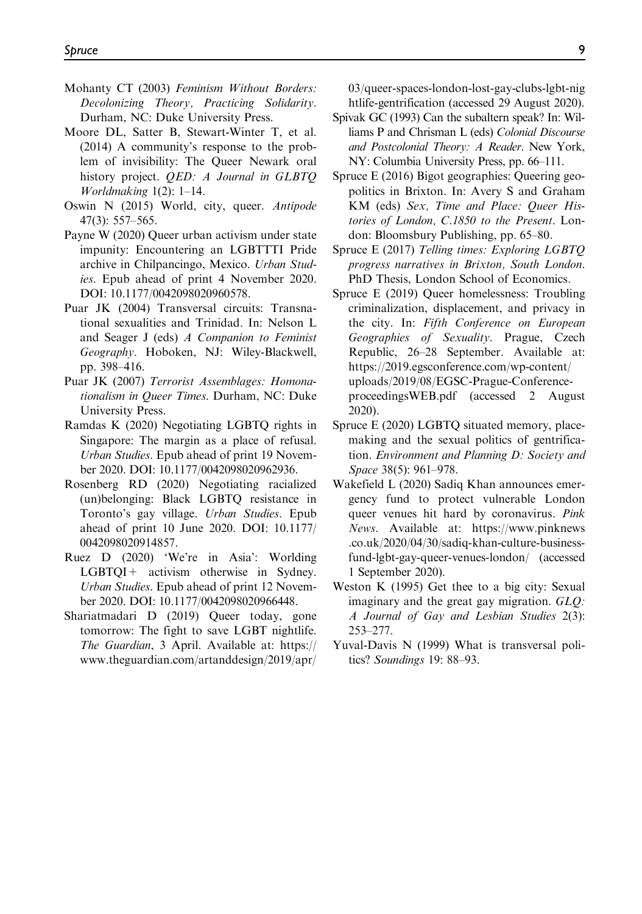Mohanty CT (2003) *Feminism Without Borders: Decolonizing Theory, Practicing Solidarity*. Durham, NC: Duke University Press.

Moore DL, Satter B, Stewart-Winter T, et al. (2014) A community's response to the problem of invisibility: The Queer Newark oral history project. *QED: A Journal in GLBTQ Worldmaking* 1(2): 1–14.

Oswin N (2015) World, city, queer. *Antipode* 47(3): 557–565.

Payne W (2020) Queer urban activism under state impunity: Encountering an LGBTTTI Pride archive in Chilpancingo, Mexico. *Urban Studies*. Epub ahead of print 4 November 2020. DOI: 10.1177/0042098020960578.

Puar JK (2004) Transversal circuits: Transnational sexualities and Trinidad. In: Nelson L and Seager J (eds) *A Companion to Feminist Geography*. Hoboken, NJ: Wiley-Blackwell, pp. 398–416.

Puar JK (2007) *Terrorist Assemblages: Homonationalism in Queer Times*. Durham, NC: Duke University Press.

Ramdas K (2020) Negotiating LGBTQ rights in Singapore: The margin as a place of refusal. *Urban Studies*. Epub ahead of print 19 November 2020. DOI: 10.1177/0042098020962936.

Rosenberg RD (2020) Negotiating racialized (un)belonging: Black LGBTQ resistance in Toronto's gay village. *Urban Studies*. Epub ahead of print 10 June 2020. DOI: 10.1177/0042098020914857.

Ruez D (2020) 'We're in Asia': Worlding LGBTQI+ activism otherwise in Sydney. *Urban Studies*. Epub ahead of print 12 November 2020. DOI: 10.1177/0042098020966448.

Shariatmadari D (2019) Queer today, gone tomorrow: The fight to save LGBT nightlife. *The Guardian*, 3 April. Available at: https://www.theguardian.com/artanddesign/2019/apr/03/queer-spaces-london-lost-gay-clubs-lgbt-nightlife-gentrification (accessed 29 August 2020).

Spivak GC (1993) Can the subaltern speak? In: Williams P and Chrisman L (eds) *Colonial Discourse and Postcolonial Theory: A Reader*. New York, NY: Columbia University Press, pp. 66–111.

Spruce E (2016) Bigot geographies: Queering geopolitics in Brixton. In: Avery S and Graham KM (eds) *Sex, Time and Place: Queer Histories of London, C.1850 to the Present*. London: Bloomsbury Publishing, pp. 65–80.

Spruce E (2017) *Telling times: Exploring LGBTQ progress narratives in Brixton, South London*. PhD Thesis, London School of Economics.

Spruce E (2019) Queer homelessness: Troubling criminalization, displacement, and privacy in the city. In: *Fifth Conference on European Geographies of Sexuality*. Prague, Czech Republic, 26–28 September. Available at: https://2019.egsconference.com/wp-content/uploads/2019/08/EGSC-Prague-Conference-proceedingsWEB.pdf (accessed 2 August 2020).

Spruce E (2020) LGBTQ situated memory, place-making and the sexual politics of gentrification. *Environment and Planning D: Society and Space* 38(5): 961–978.

Wakefield L (2020) Sadiq Khan announces emergency fund to protect vulnerable London queer venues hit hard by coronavirus. *Pink News*. Available at: https://www.pinknews.co.uk/2020/04/30/sadiq-khan-culture-business-fund-lgbt-gay-queer-venues-london/ (accessed 1 September 2020).

Weston K (1995) Get thee to a big city: Sexual imaginary and the great gay migration. *GLQ: A Journal of Gay and Lesbian Studies* 2(3): 253–277.

Yuval-Davis N (1999) What is transversal politics? *Soundings* 19: 88–93.